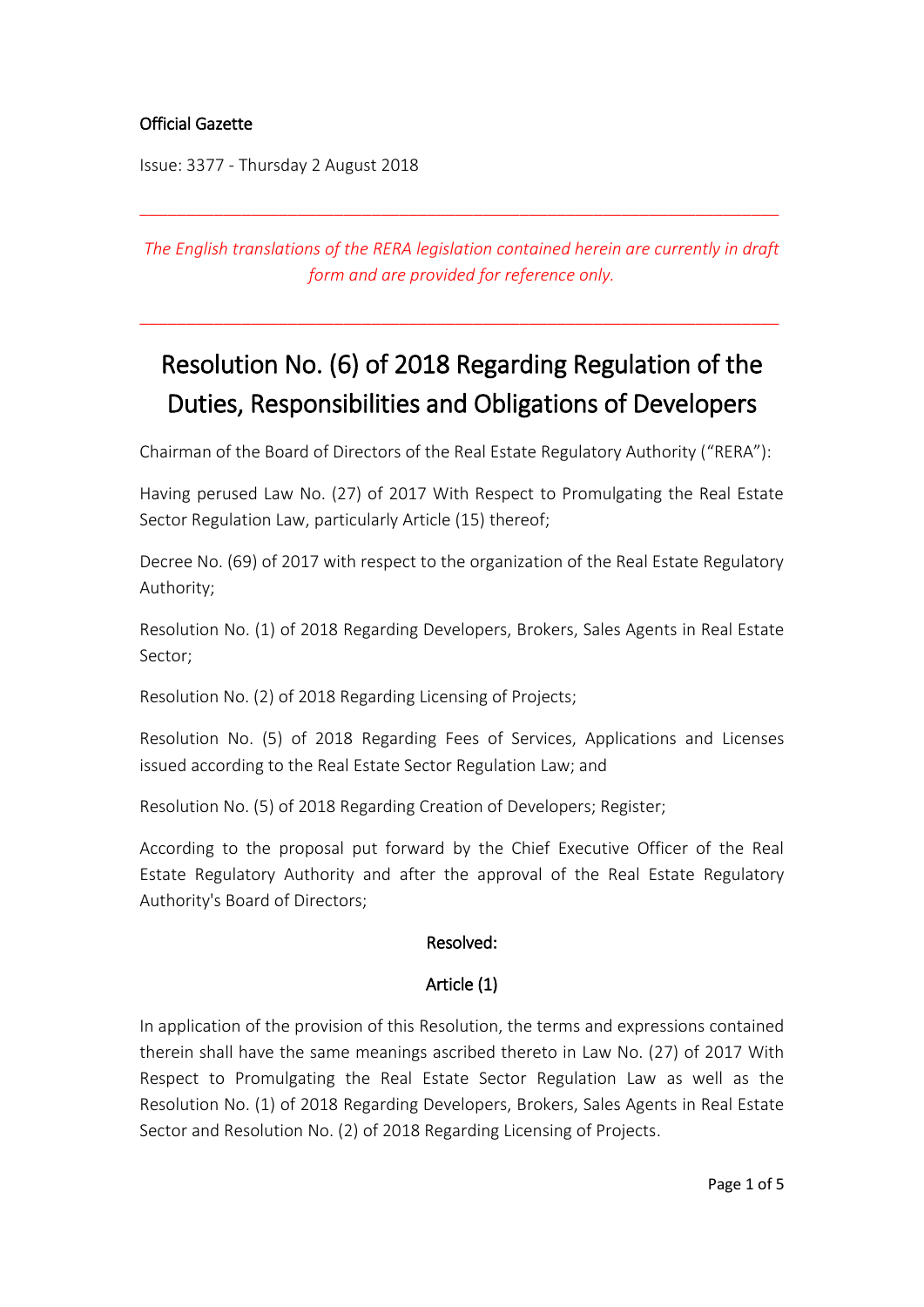Official Gazette

Issue: 3377 - Thursday 2 August 2018

---

*The English translations of the RERA legislation contained herein are currently in draft form and are provided for reference only.*

---

# Resolution No. (6) of 2018 Regarding Regulation of the Duties, Responsibilities and Obligations of Developers

Chairman of the Board of Directors of the Real Estate Regulatory Authority ("RERA"):

Having perused Law No. (27) of 2017 With Respect to Promulgating the Real Estate Sector Regulation Law, particularly Article (15) thereof;

Decree No. (69) of 2017 with respect to the organization of the Real Estate Regulatory Authority;

Resolution No. (1) of 2018 Regarding Developers, Brokers, Sales Agents in Real Estate Sector;

Resolution No. (2) of 2018 Regarding Licensing of Projects;

Resolution No. (5) of 2018 Regarding Fees of Services, Applications and Licenses issued according to the Real Estate Sector Regulation Law; and

Resolution No. (5) of 2018 Regarding Creation of Developers; Register;

According to the proposal put forward by the Chief Executive Officer of the Real Estate Regulatory Authority and after the approval of the Real Estate Regulatory Authority's Board of Directors;

**Resolved:**

**Article (1)**

In application of the provision of this Resolution, the terms and expressions contained therein shall have the same meanings ascribed thereto in Law No. (27) of 2017 With Respect to Promulgating the Real Estate Sector Regulation Law as well as the Resolution No. (1) of 2018 Regarding Developers, Brokers, Sales Agents in Real Estate Sector and Resolution No. (2) of 2018 Regarding Licensing of Projects.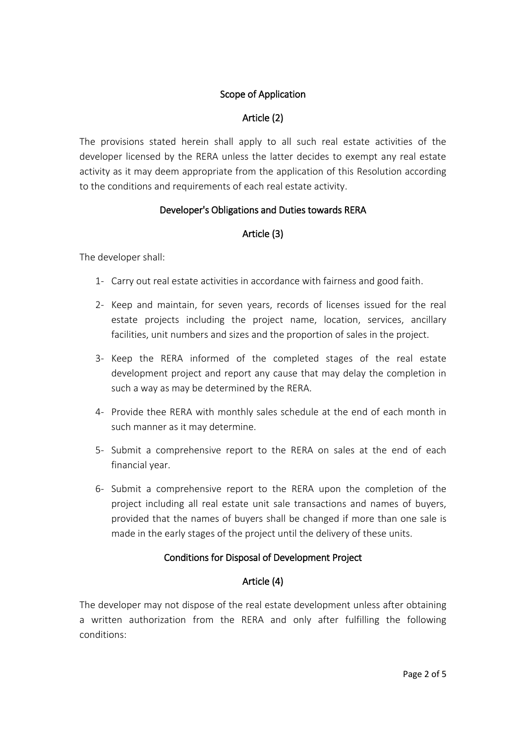## Scope of Application

## Article (2)

The provisions stated herein shall apply to all such real estate activities of the developer licensed by the RERA unless the latter decides to exempt any real estate activity as it may deem appropriate from the application of this Resolution according to the conditions and requirements of each real estate activity.

## Developer's Obligations and Duties towards RERA

## Article (3)

The developer shall:

1- Carry out real estate activities in accordance with fairness and good faith.

2- Keep and maintain, for seven years, records of licenses issued for the real estate projects including the project name, location, services, ancillary facilities, unit numbers and sizes and the proportion of sales in the project.

3- Keep the RERA informed of the completed stages of the real estate development project and report any cause that may delay the completion in such a way as may be determined by the RERA.

4- Provide thee RERA with monthly sales schedule at the end of each month in such manner as it may determine.

5- Submit a comprehensive report to the RERA on sales at the end of each financial year.

6- Submit a comprehensive report to the RERA upon the completion of the project including all real estate unit sale transactions and names of buyers, provided that the names of buyers shall be changed if more than one sale is made in the early stages of the project until the delivery of these units.

## Conditions for Disposal of Development Project

## Article (4)

The developer may not dispose of the real estate development unless after obtaining a written authorization from the RERA and only after fulfilling the following conditions: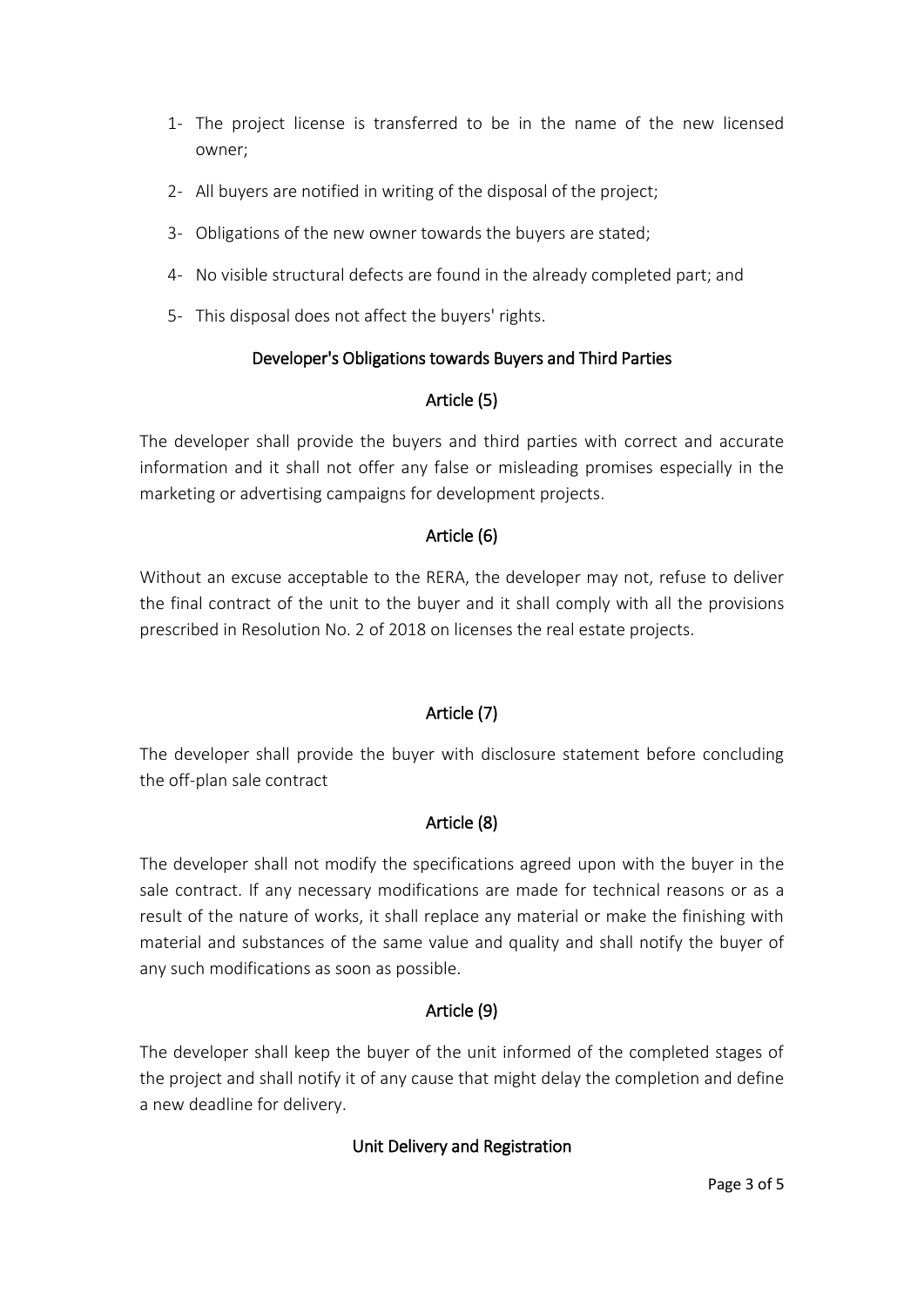1- The project license is transferred to be in the name of the new licensed owner;

2- All buyers are notified in writing of the disposal of the project;

3- Obligations of the new owner towards the buyers are stated;

4- No visible structural defects are found in the already completed part; and

5- This disposal does not affect the buyers' rights.

## Developer's Obligations towards Buyers and Third Parties

### Article (5)

The developer shall provide the buyers and third parties with correct and accurate information and it shall not offer any false or misleading promises especially in the marketing or advertising campaigns for development projects.

### Article (6)

Without an excuse acceptable to the RERA, the developer may not, refuse to deliver the final contract of the unit to the buyer and it shall comply with all the provisions prescribed in Resolution No. 2 of 2018 on licenses the real estate projects.

### Article (7)

The developer shall provide the buyer with disclosure statement before concluding the off-plan sale contract

### Article (8)

The developer shall not modify the specifications agreed upon with the buyer in the sale contract. If any necessary modifications are made for technical reasons or as a result of the nature of works, it shall replace any material or make the finishing with material and substances of the same value and quality and shall notify the buyer of any such modifications as soon as possible.

### Article (9)

The developer shall keep the buyer of the unit informed of the completed stages of the project and shall notify it of any cause that might delay the completion and define a new deadline for delivery.

## Unit Delivery and Registration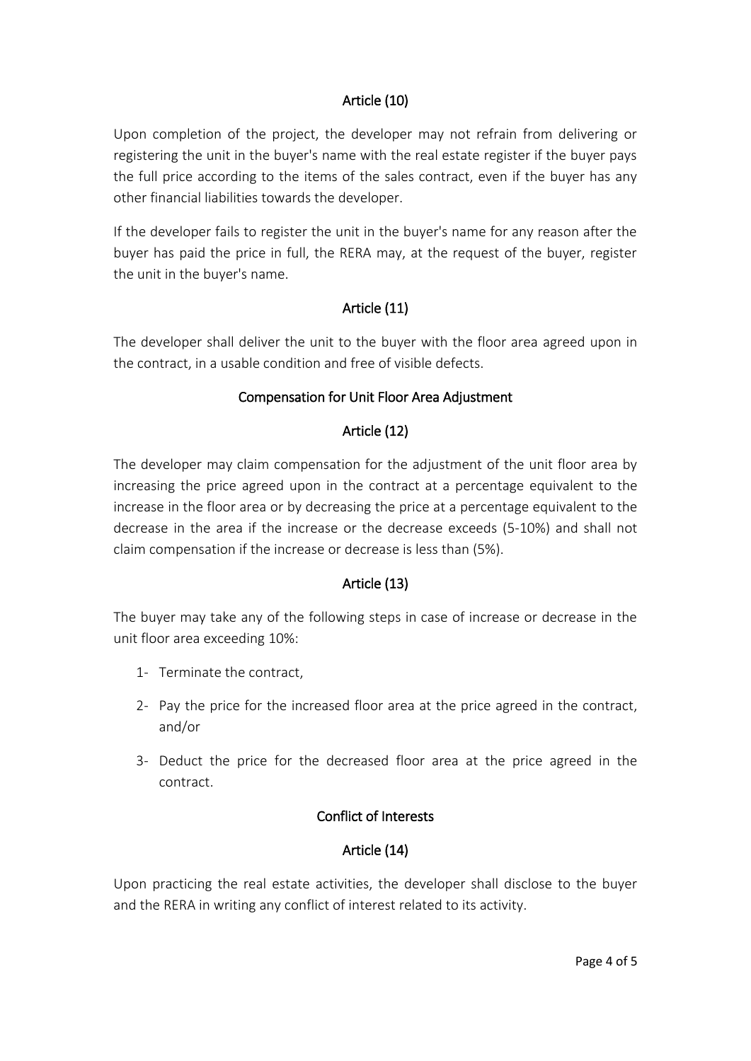## Article (10)

Upon completion of the project, the developer may not refrain from delivering or registering the unit in the buyer's name with the real estate register if the buyer pays the full price according to the items of the sales contract, even if the buyer has any other financial liabilities towards the developer.

If the developer fails to register the unit in the buyer's name for any reason after the buyer has paid the price in full, the RERA may, at the request of the buyer, register the unit in the buyer's name.

## Article (11)

The developer shall deliver the unit to the buyer with the floor area agreed upon in the contract, in a usable condition and free of visible defects.

## Compensation for Unit Floor Area Adjustment

## Article (12)

The developer may claim compensation for the adjustment of the unit floor area by increasing the price agreed upon in the contract at a percentage equivalent to the increase in the floor area or by decreasing the price at a percentage equivalent to the decrease in the area if the increase or the decrease exceeds (5-10%) and shall not claim compensation if the increase or decrease is less than (5%).

## Article (13)

The buyer may take any of the following steps in case of increase or decrease in the unit floor area exceeding 10%:

1- Terminate the contract,

2- Pay the price for the increased floor area at the price agreed in the contract, and/or

3- Deduct the price for the decreased floor area at the price agreed in the contract.

## Conflict of Interests

## Article (14)

Upon practicing the real estate activities, the developer shall disclose to the buyer and the RERA in writing any conflict of interest related to its activity.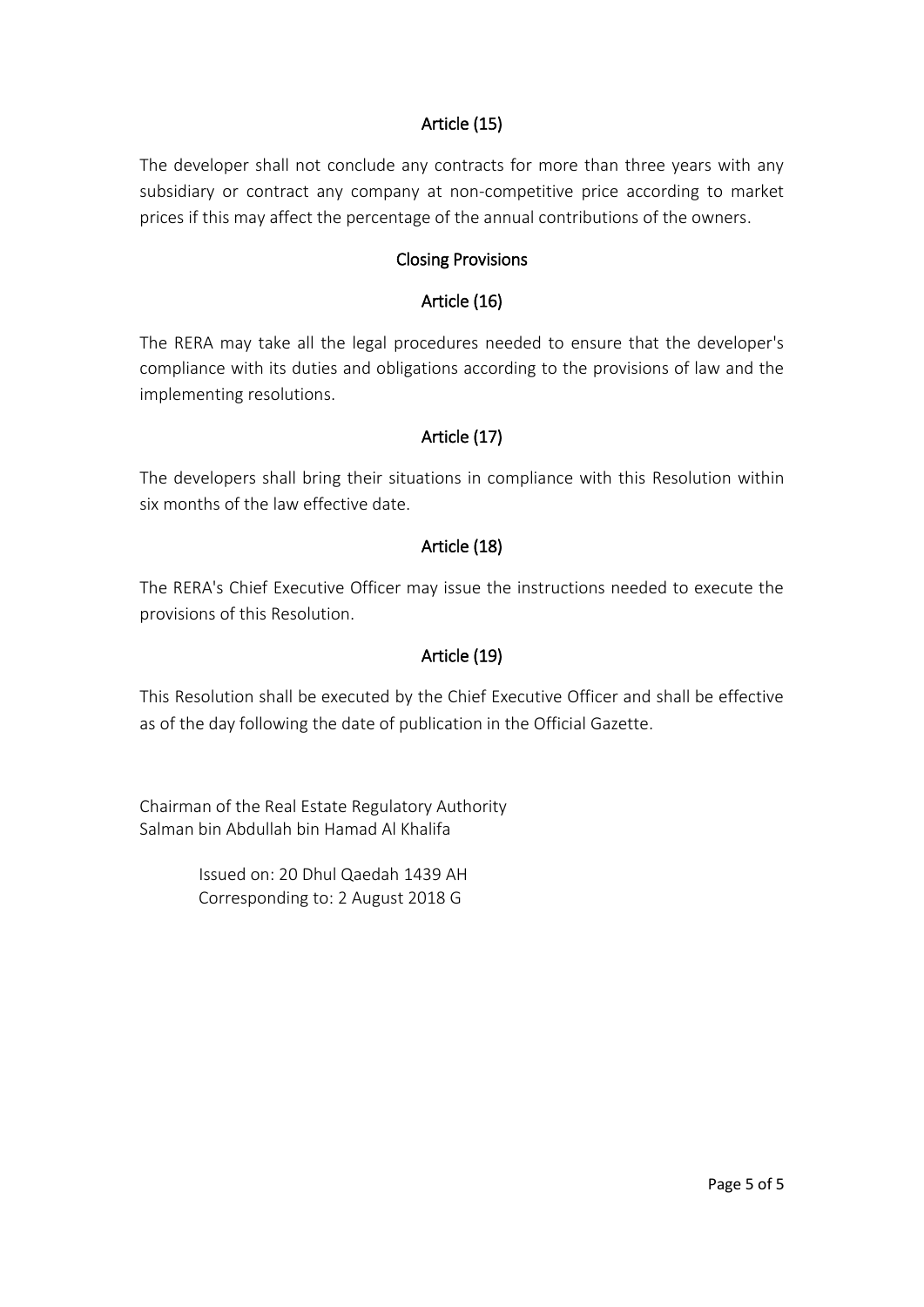### Article (15)

The developer shall not conclude any contracts for more than three years with any subsidiary or contract any company at non-competitive price according to market prices if this may affect the percentage of the annual contributions of the owners.

## Closing Provisions

### Article (16)

The RERA may take all the legal procedures needed to ensure that the developer's compliance with its duties and obligations according to the provisions of law and the implementing resolutions.

### Article (17)

The developers shall bring their situations in compliance with this Resolution within six months of the law effective date.

### Article (18)

The RERA's Chief Executive Officer may issue the instructions needed to execute the provisions of this Resolution.

### Article (19)

This Resolution shall be executed by the Chief Executive Officer and shall be effective as of the day following the date of publication in the Official Gazette.

Chairman of the Real Estate Regulatory Authority
Salman bin Abdullah bin Hamad Al Khalifa

Issued on: 20 Dhul Qaedah 1439 AH
Corresponding to: 2 August 2018 G